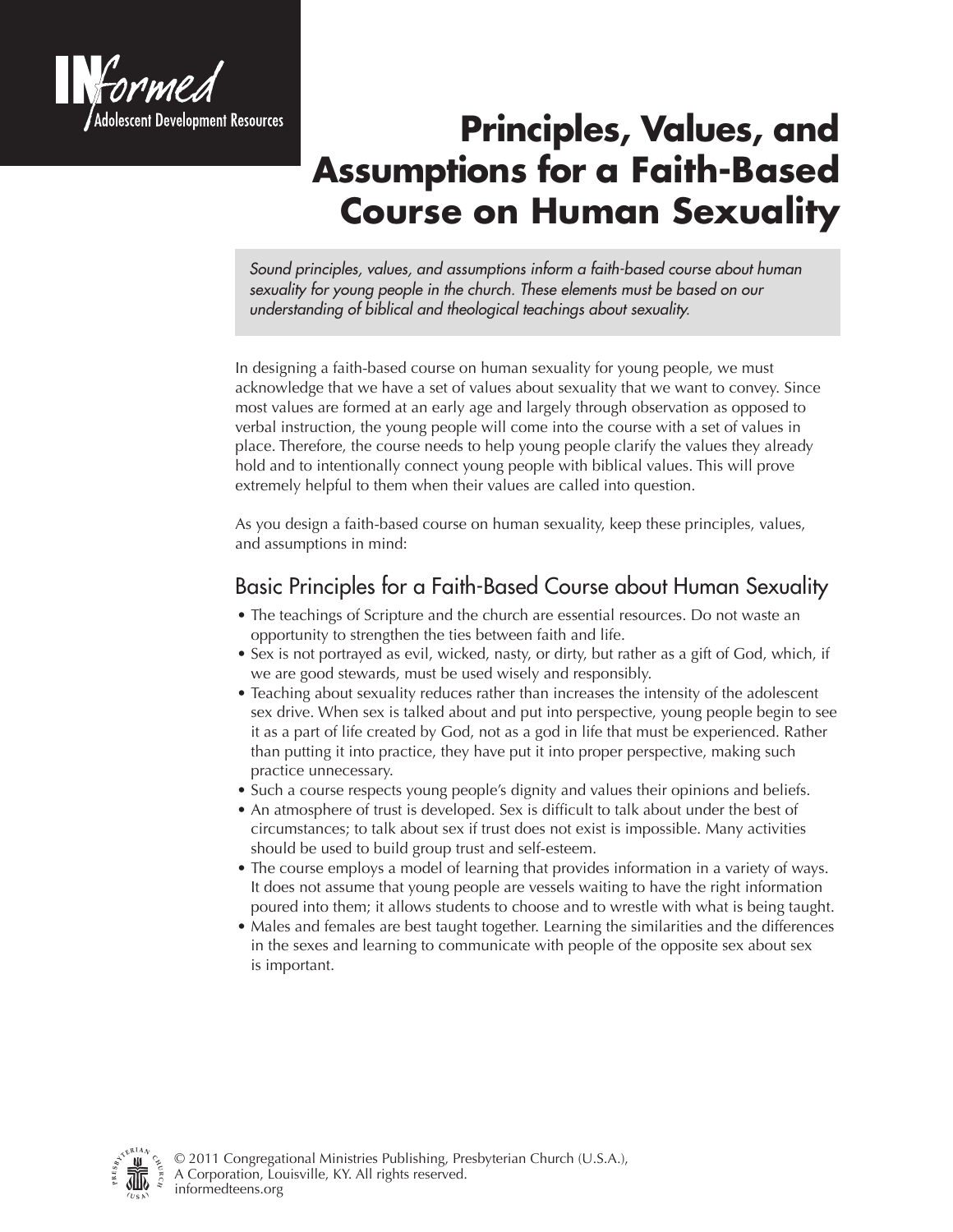INformed
Adolescent Development Resources

# Principles, Values, and Assumptions for a Faith-Based Course on Human Sexuality

*Sound principles, values, and assumptions inform a faith-based course about human sexuality for young people in the church. These elements must be based on our understanding of biblical and theological teachings about sexuality.*

In designing a faith-based course on human sexuality for young people, we must acknowledge that we have a set of values about sexuality that we want to convey. Since most values are formed at an early age and largely through observation as opposed to verbal instruction, the young people will come into the course with a set of values in place. Therefore, the course needs to help young people clarify the values they already hold and to intentionally connect young people with biblical values. This will prove extremely helpful to them when their values are called into question.

As you design a faith-based course on human sexuality, keep these principles, values, and assumptions in mind:

## Basic Principles for a Faith-Based Course about Human Sexuality

- The teachings of Scripture and the church are essential resources. Do not waste an opportunity to strengthen the ties between faith and life.
- Sex is not portrayed as evil, wicked, nasty, or dirty, but rather as a gift of God, which, if we are good stewards, must be used wisely and responsibly.
- Teaching about sexuality reduces rather than increases the intensity of the adolescent sex drive. When sex is talked about and put into perspective, young people begin to see it as a part of life created by God, not as a god in life that must be experienced. Rather than putting it into practice, they have put it into proper perspective, making such practice unnecessary.
- Such a course respects young people's dignity and values their opinions and beliefs.
- An atmosphere of trust is developed. Sex is difficult to talk about under the best of circumstances; to talk about sex if trust does not exist is impossible. Many activities should be used to build group trust and self-esteem.
- The course employs a model of learning that provides information in a variety of ways. It does not assume that young people are vessels waiting to have the right information poured into them; it allows students to choose and to wrestle with what is being taught.
- Males and females are best taught together. Learning the similarities and the differences in the sexes and learning to communicate with people of the opposite sex about sex is important.

© 2011 Congregational Ministries Publishing, Presbyterian Church (U.S.A.), A Corporation, Louisville, KY. All rights reserved.
informedteens.org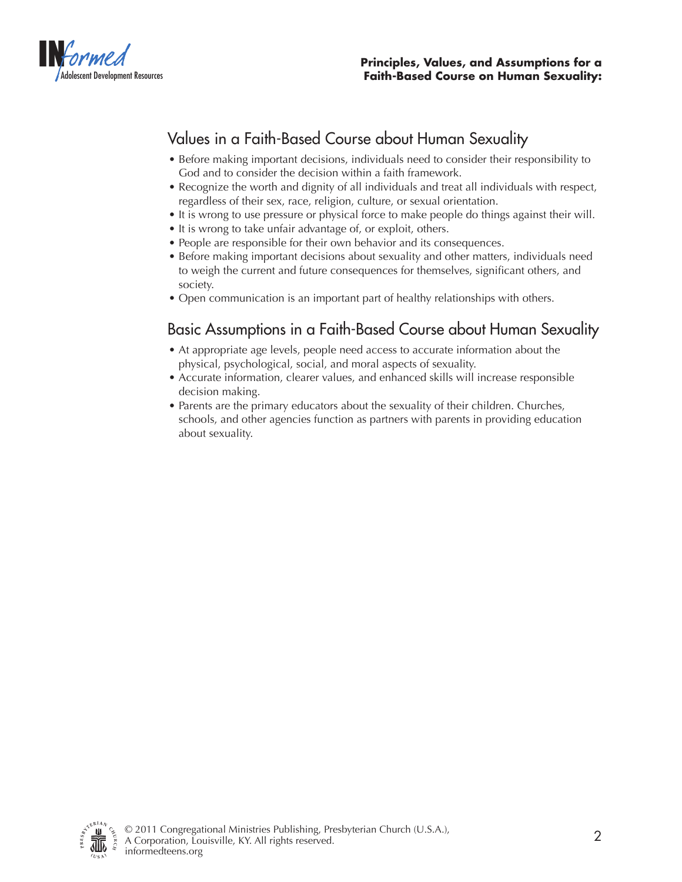## Values in a Faith-Based Course about Human Sexuality

- Before making important decisions, individuals need to consider their responsibility to God and to consider the decision within a faith framework.
- Recognize the worth and dignity of all individuals and treat all individuals with respect, regardless of their sex, race, religion, culture, or sexual orientation.
- It is wrong to use pressure or physical force to make people do things against their will.
- It is wrong to take unfair advantage of, or exploit, others.
- People are responsible for their own behavior and its consequences.
- Before making important decisions about sexuality and other matters, individuals need to weigh the current and future consequences for themselves, significant others, and society.
- Open communication is an important part of healthy relationships with others.

## Basic Assumptions in a Faith-Based Course about Human Sexuality

- At appropriate age levels, people need access to accurate information about the physical, psychological, social, and moral aspects of sexuality.
- Accurate information, clearer values, and enhanced skills will increase responsible decision making.
- Parents are the primary educators about the sexuality of their children. Churches, schools, and other agencies function as partners with parents in providing education about sexuality.

© 2011 Congregational Ministries Publishing, Presbyterian Church (U.S.A.), A Corporation, Louisville, KY. All rights reserved.
informedteens.org